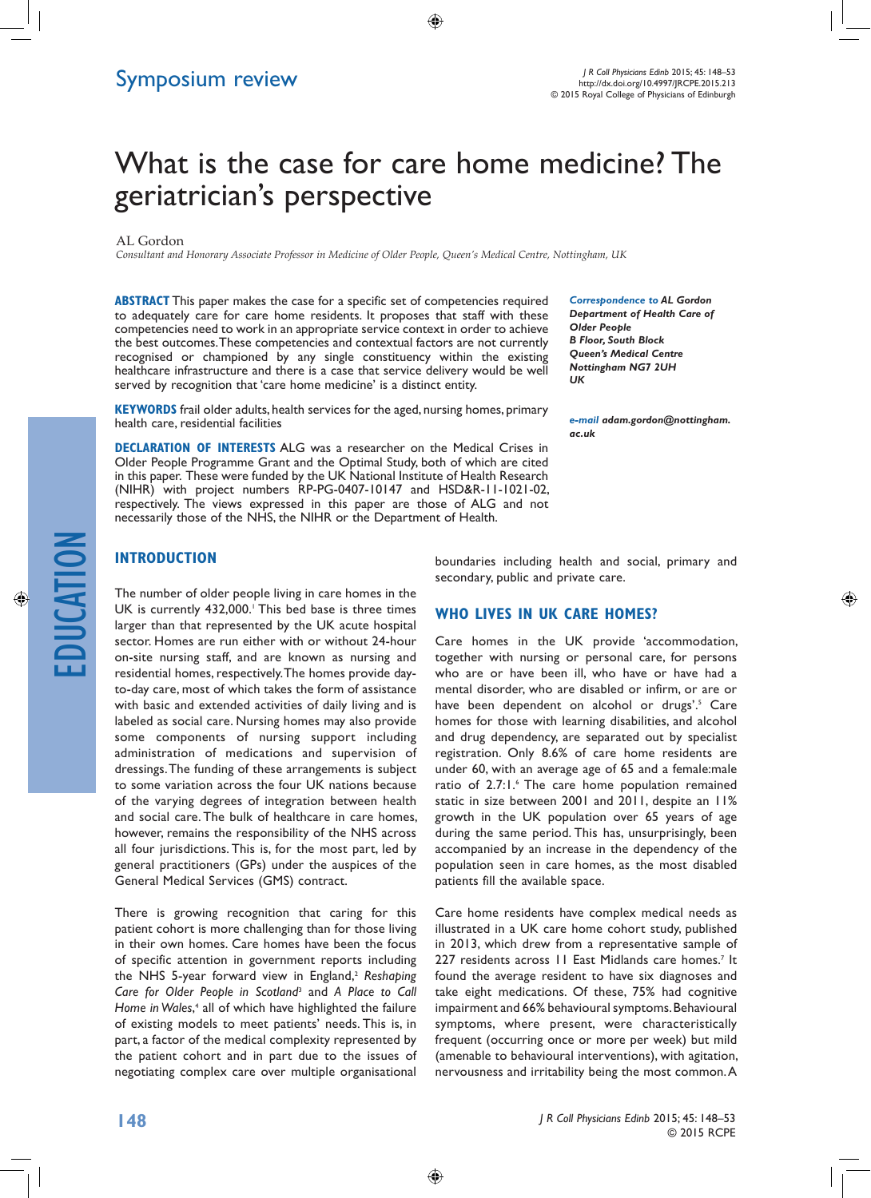# What is the case for care home medicine? The geriatrician's perspective

AL Gordon

*Consultant and Honorary Associate Professor in Medicine of Older People, Queen's Medical Centre, Nottingham, UK*

**ABSTRACT** This paper makes the case for a specific set of competencies required to adequately care for care home residents. It proposes that staff with these competencies need to work in an appropriate service context in order to achieve the best outcomes. These competencies and contextual factors are not currently recognised or championed by any single constituency within the existing healthcare infrastructure and there is a case that service delivery would be well served by recognition that 'care home medicine' is a distinct entity.

**KEYWORDS** frail older adults, health services for the aged, nursing homes, primary health care, residential facilities

**DECLARATION OF INTERESTS** ALG was a researcher on the Medical Crises in Older People Programme Grant and the Optimal Study, both of which are cited in this paper. These were funded by the UK National Institute of Health Research (NIHR) with project numbers RP-PG-0407-10147 and HSD&R-11-1021-02, respectively. The views expressed in this paper are those of ALG and not necessarily those of the NHS, the NIHR or the Department of Health.

***Correspondence to** AL Gordon*
***Department of Health Care of Older People***
***B Floor, South Block***
***Queen's Medical Centre***
***Nottingham NG7 2UH***
***UK***

***e-mail** adam.gordon@nottingham.ac.uk*

## INTRODUCTION

The number of older people living in care homes in the UK is currently 432,000.[1] This bed base is three times larger than that represented by the UK acute hospital sector. Homes are run either with or without 24-hour on-site nursing staff, and are known as nursing and residential homes, respectively. The homes provide day-to-day care, most of which takes the form of assistance with basic and extended activities of daily living and is labeled as social care. Nursing homes may also provide some components of nursing support including administration of medications and supervision of dressings. The funding of these arrangements is subject to some variation across the four UK nations because of the varying degrees of integration between health and social care. The bulk of healthcare in care homes, however, remains the responsibility of the NHS across all four jurisdictions. This is, for the most part, led by general practitioners (GPs) under the auspices of the General Medical Services (GMS) contract.

There is growing recognition that caring for this patient cohort is more challenging than for those living in their own homes. Care homes have been the focus of specific attention in government reports including the NHS 5-year forward view in England,[2] *Reshaping Care for Older People in Scotland*[3] and *A Place to Call Home in Wales*,[4] all of which have highlighted the failure of existing models to meet patients' needs. This is, in part, a factor of the medical complexity represented by the patient cohort and in part due to the issues of negotiating complex care over multiple organisational boundaries including health and social, primary and secondary, public and private care.

## WHO LIVES IN UK CARE HOMES?

Care homes in the UK provide 'accommodation, together with nursing or personal care, for persons who are or have been ill, who have or have had a mental disorder, who are disabled or infirm, or are or have been dependent on alcohol or drugs'.[5] Care homes for those with learning disabilities, and alcohol and drug dependency, are separated out by specialist registration. Only 8.6% of care home residents are under 60, with an average age of 65 and a female:male ratio of 2.7:1.[6] The care home population remained static in size between 2001 and 2011, despite an 11% growth in the UK population over 65 years of age during the same period. This has, unsurprisingly, been accompanied by an increase in the dependency of the population seen in care homes, as the most disabled patients fill the available space.

Care home residents have complex medical needs as illustrated in a UK care home cohort study, published in 2013, which drew from a representative sample of 227 residents across 11 East Midlands care homes.[7] It found the average resident to have six diagnoses and take eight medications. Of these, 75% had cognitive impairment and 66% behavioural symptoms. Behavioural symptoms, where present, were characteristically frequent (occurring once or more per week) but mild (amenable to behavioural interventions), with agitation, nervousness and irritability being the most common. A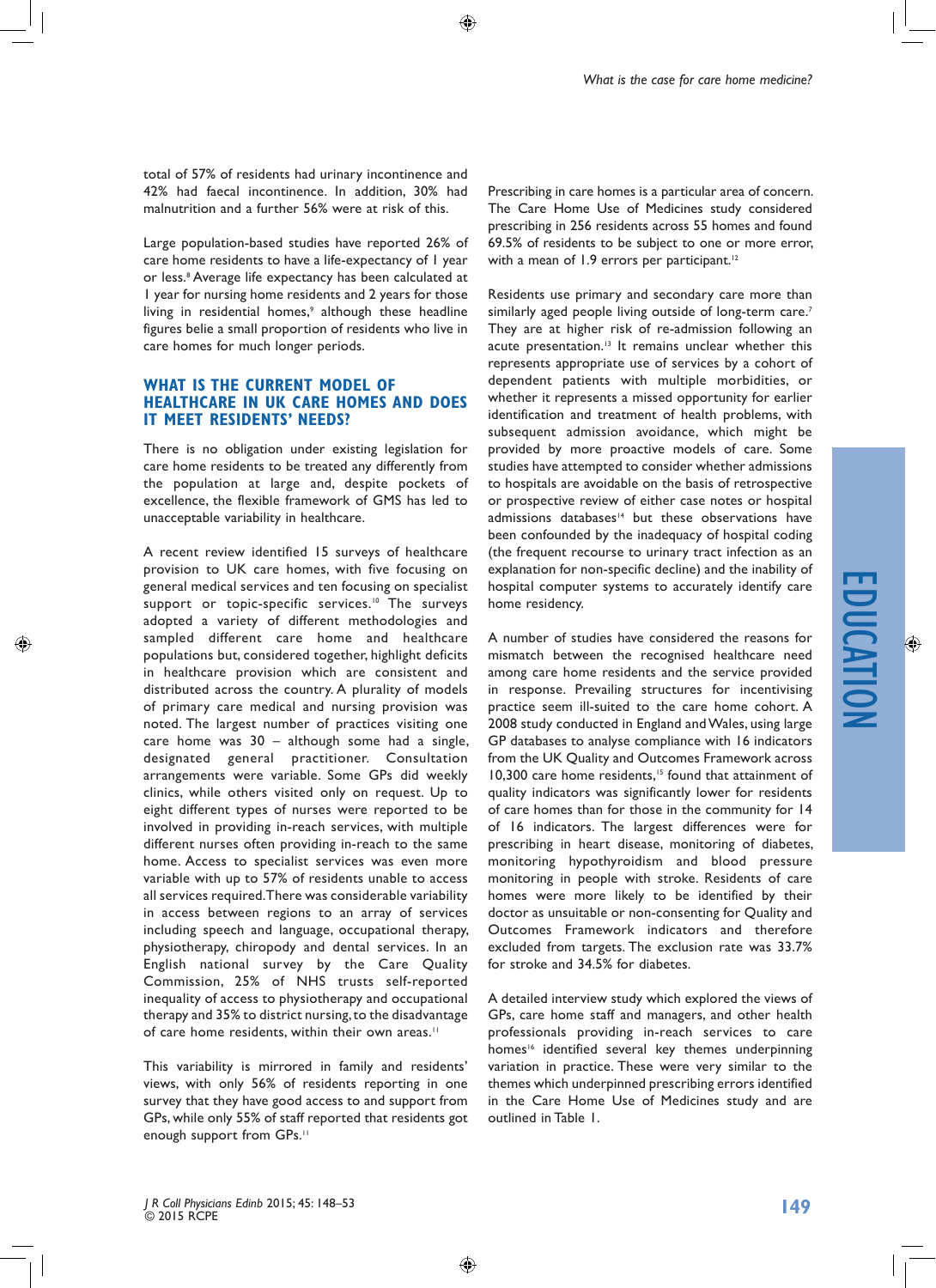total of 57% of residents had urinary incontinence and 42% had faecal incontinence. In addition, 30% had malnutrition and a further 56% were at risk of this.

Large population-based studies have reported 26% of care home residents to have a life-expectancy of 1 year or less.[8] Average life expectancy has been calculated at 1 year for nursing home residents and 2 years for those living in residential homes,[9] although these headline figures belie a small proportion of residents who live in care homes for much longer periods.

## WHAT IS THE CURRENT MODEL OF HEALTHCARE IN UK CARE HOMES AND DOES IT MEET RESIDENTS' NEEDS?

There is no obligation under existing legislation for care home residents to be treated any differently from the population at large and, despite pockets of excellence, the flexible framework of GMS has led to unacceptable variability in healthcare.

A recent review identified 15 surveys of healthcare provision to UK care homes, with five focusing on general medical services and ten focusing on specialist support or topic-specific services.[10] The surveys adopted a variety of different methodologies and sampled different care home and healthcare populations but, considered together, highlight deficits in healthcare provision which are consistent and distributed across the country. A plurality of models of primary care medical and nursing provision was noted. The largest number of practices visiting one care home was 30 – although some had a single, designated general practitioner. Consultation arrangements were variable. Some GPs did weekly clinics, while others visited only on request. Up to eight different types of nurses were reported to be involved in providing in-reach services, with multiple different nurses often providing in-reach to the same home. Access to specialist services was even more variable with up to 57% of residents unable to access all services required. There was considerable variability in access between regions to an array of services including speech and language, occupational therapy, physiotherapy, chiropody and dental services. In an English national survey by the Care Quality Commission, 25% of NHS trusts self-reported inequality of access to physiotherapy and occupational therapy and 35% to district nursing, to the disadvantage of care home residents, within their own areas.[11]

This variability is mirrored in family and residents' views, with only 56% of residents reporting in one survey that they have good access to and support from GPs, while only 55% of staff reported that residents got enough support from GPs.[11]

Prescribing in care homes is a particular area of concern. The Care Home Use of Medicines study considered prescribing in 256 residents across 55 homes and found 69.5% of residents to be subject to one or more error, with a mean of 1.9 errors per participant.[12]

Residents use primary and secondary care more than similarly aged people living outside of long-term care.[7] They are at higher risk of re-admission following an acute presentation.[13] It remains unclear whether this represents appropriate use of services by a cohort of dependent patients with multiple morbidities, or whether it represents a missed opportunity for earlier identification and treatment of health problems, with subsequent admission avoidance, which might be provided by more proactive models of care. Some studies have attempted to consider whether admissions to hospitals are avoidable on the basis of retrospective or prospective review of either case notes or hospital admissions databases[14] but these observations have been confounded by the inadequacy of hospital coding (the frequent recourse to urinary tract infection as an explanation for non-specific decline) and the inability of hospital computer systems to accurately identify care home residency.

A number of studies have considered the reasons for mismatch between the recognised healthcare need among care home residents and the service provided in response. Prevailing structures for incentivising practice seem ill-suited to the care home cohort. A 2008 study conducted in England and Wales, using large GP databases to analyse compliance with 16 indicators from the UK Quality and Outcomes Framework across 10,300 care home residents,[15] found that attainment of quality indicators was significantly lower for residents of care homes than for those in the community for 14 of 16 indicators. The largest differences were for prescribing in heart disease, monitoring of diabetes, monitoring hypothyroidism and blood pressure monitoring in people with stroke. Residents of care homes were more likely to be identified by their doctor as unsuitable or non-consenting for Quality and Outcomes Framework indicators and therefore excluded from targets. The exclusion rate was 33.7% for stroke and 34.5% for diabetes.

A detailed interview study which explored the views of GPs, care home staff and managers, and other health professionals providing in-reach services to care homes[16] identified several key themes underpinning variation in practice. These were very similar to the themes which underpinned prescribing errors identified in the Care Home Use of Medicines study and are outlined in Table 1.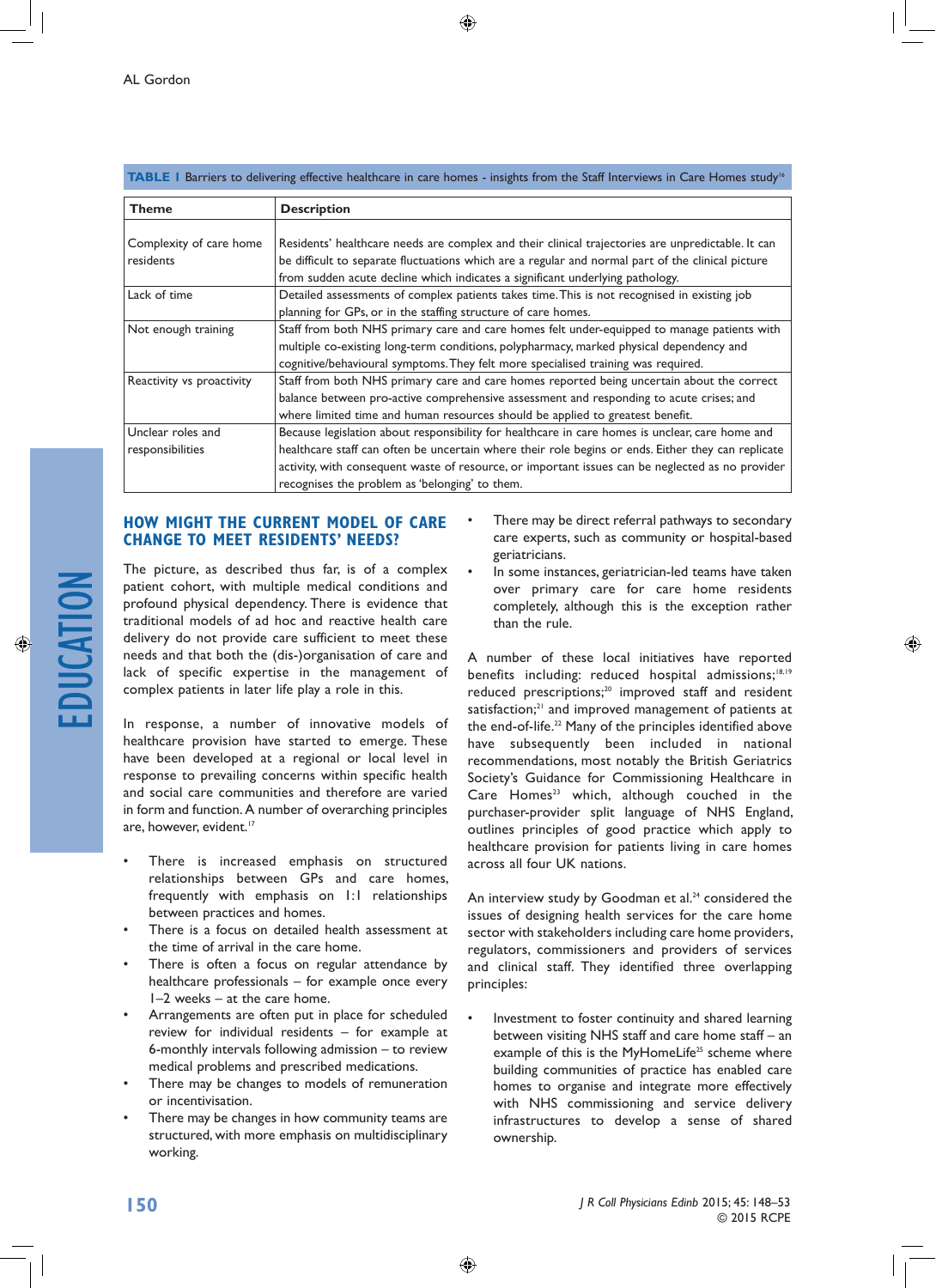**TABLE 1** Barriers to delivering effective healthcare in care homes - insights from the Staff Interviews in Care Homes study[16]

| Theme | Description |
|---|---|
| Complexity of care home residents | Residents' healthcare needs are complex and their clinical trajectories are unpredictable. It can be difficult to separate fluctuations which are a regular and normal part of the clinical picture from sudden acute decline which indicates a significant underlying pathology. |
| Lack of time | Detailed assessments of complex patients takes time. This is not recognised in existing job planning for GPs, or in the staffing structure of care homes. |
| Not enough training | Staff from both NHS primary care and care homes felt under-equipped to manage patients with multiple co-existing long-term conditions, polypharmacy, marked physical dependency and cognitive/behavioural symptoms. They felt more specialised training was required. |
| Reactivity vs proactivity | Staff from both NHS primary care and care homes reported being uncertain about the correct balance between pro-active comprehensive assessment and responding to acute crises; and where limited time and human resources should be applied to greatest benefit. |
| Unclear roles and responsibilities | Because legislation about responsibility for healthcare in care homes is unclear, care home and healthcare staff can often be uncertain where their role begins or ends. Either they can replicate activity, with consequent waste of resource, or important issues can be neglected as no provider recognises the problem as 'belonging' to them. |

## How might the current model of care change to meet residents' needs?

The picture, as described thus far, is of a complex patient cohort, with multiple medical conditions and profound physical dependency. There is evidence that traditional models of ad hoc and reactive health care delivery do not provide care sufficient to meet these needs and that both the (dis-)organisation of care and lack of specific expertise in the management of complex patients in later life play a role in this.

In response, a number of innovative models of healthcare provision have started to emerge. These have been developed at a regional or local level in response to prevailing concerns within specific health and social care communities and therefore are varied in form and function. A number of overarching principles are, however, evident.[17]

- There is increased emphasis on structured relationships between GPs and care homes, frequently with emphasis on 1:1 relationships between practices and homes.
- There is a focus on detailed health assessment at the time of arrival in the care home.
- There is often a focus on regular attendance by healthcare professionals – for example once every 1–2 weeks – at the care home.
- Arrangements are often put in place for scheduled review for individual residents – for example at 6-monthly intervals following admission – to review medical problems and prescribed medications.
- There may be changes to models of remuneration or incentivisation.
- There may be changes in how community teams are structured, with more emphasis on multidisciplinary working.
- There may be direct referral pathways to secondary care experts, such as community or hospital-based geriatricians.
- In some instances, geriatrician-led teams have taken over primary care for care home residents completely, although this is the exception rather than the rule.

A number of these local initiatives have reported benefits including: reduced hospital admissions;[18,19] reduced prescriptions;[20] improved staff and resident satisfaction;[21] and improved management of patients at the end-of-life.[22] Many of the principles identified above have subsequently been included in national recommendations, most notably the British Geriatrics Society's Guidance for Commissioning Healthcare in Care Homes[23] which, although couched in the purchaser-provider split language of NHS England, outlines principles of good practice which apply to healthcare provision for patients living in care homes across all four UK nations.

An interview study by Goodman et al.[24] considered the issues of designing health services for the care home sector with stakeholders including care home providers, regulators, commissioners and providers of services and clinical staff. They identified three overlapping principles:

- Investment to foster continuity and shared learning between visiting NHS staff and care home staff – an example of this is the MyHomeLife[25] scheme where building communities of practice has enabled care homes to organise and integrate more effectively with NHS commissioning and service delivery infrastructures to develop a sense of shared ownership.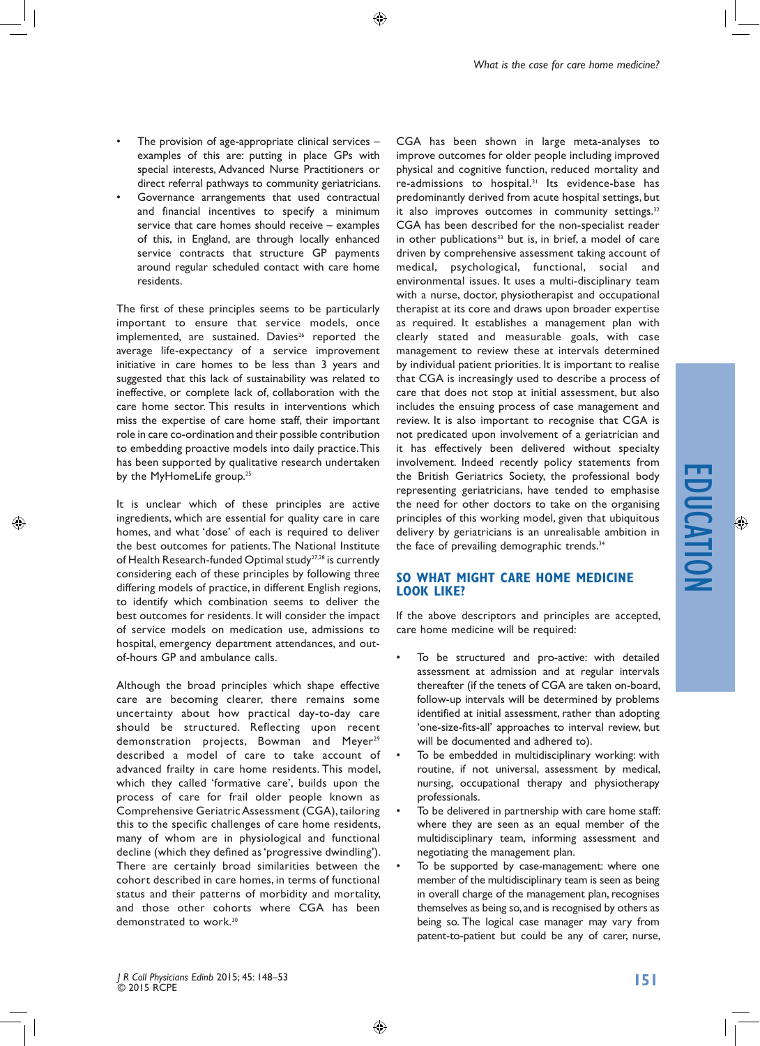- The provision of age-appropriate clinical services – examples of this are: putting in place GPs with special interests, Advanced Nurse Practitioners or direct referral pathways to community geriatricians.
- Governance arrangements that used contractual and financial incentives to specify a minimum service that care homes should receive – examples of this, in England, are through locally enhanced service contracts that structure GP payments around regular scheduled contact with care home residents.

The first of these principles seems to be particularly important to ensure that service models, once implemented, are sustained. Davies[26] reported the average life-expectancy of a service improvement initiative in care homes to be less than 3 years and suggested that this lack of sustainability was related to ineffective, or complete lack of, collaboration with the care home sector. This results in interventions which miss the expertise of care home staff, their important role in care co-ordination and their possible contribution to embedding proactive models into daily practice. This has been supported by qualitative research undertaken by the MyHomeLife group.[25]

It is unclear which of these principles are active ingredients, which are essential for quality care in care homes, and what 'dose' of each is required to deliver the best outcomes for patients. The National Institute of Health Research-funded Optimal study[27,28] is currently considering each of these principles by following three differing models of practice, in different English regions, to identify which combination seems to deliver the best outcomes for residents. It will consider the impact of service models on medication use, admissions to hospital, emergency department attendances, and out-of-hours GP and ambulance calls.

Although the broad principles which shape effective care are becoming clearer, there remains some uncertainty about how practical day-to-day care should be structured. Reflecting upon recent demonstration projects, Bowman and Meyer[29] described a model of care to take account of advanced frailty in care home residents. This model, which they called 'formative care', builds upon the process of care for frail older people known as Comprehensive Geriatric Assessment (CGA), tailoring this to the specific challenges of care home residents, many of whom are in physiological and functional decline (which they defined as 'progressive dwindling'). There are certainly broad similarities between the cohort described in care homes, in terms of functional status and their patterns of morbidity and mortality, and those other cohorts where CGA has been demonstrated to work.[30]

CGA has been shown in large meta-analyses to improve outcomes for older people including improved physical and cognitive function, reduced mortality and re-admissions to hospital.[31] Its evidence-base has predominantly derived from acute hospital settings, but it also improves outcomes in community settings.[32] CGA has been described for the non-specialist reader in other publications[33] but is, in brief, a model of care driven by comprehensive assessment taking account of medical, psychological, functional, social and environmental issues. It uses a multi-disciplinary team with a nurse, doctor, physiotherapist and occupational therapist at its core and draws upon broader expertise as required. It establishes a management plan with clearly stated and measurable goals, with case management to review these at intervals determined by individual patient priorities. It is important to realise that CGA is increasingly used to describe a process of care that does not stop at initial assessment, but also includes the ensuing process of case management and review. It is also important to recognise that CGA is not predicated upon involvement of a geriatrician and it has effectively been delivered without specialty involvement. Indeed recently policy statements from the British Geriatrics Society, the professional body representing geriatricians, have tended to emphasise the need for other doctors to take on the organising principles of this working model, given that ubiquitous delivery by geriatricians is an unrealisable ambition in the face of prevailing demographic trends.[34]

## SO WHAT MIGHT CARE HOME MEDICINE LOOK LIKE?

If the above descriptors and principles are accepted, care home medicine will be required:

- To be structured and pro-active: with detailed assessment at admission and at regular intervals thereafter (if the tenets of CGA are taken on-board, follow-up intervals will be determined by problems identified at initial assessment, rather than adopting 'one-size-fits-all' approaches to interval review, but will be documented and adhered to).
- To be embedded in multidisciplinary working: with routine, if not universal, assessment by medical, nursing, occupational therapy and physiotherapy professionals.
- To be delivered in partnership with care home staff: where they are seen as an equal member of the multidisciplinary team, informing assessment and negotiating the management plan.
- To be supported by case-management: where one member of the multidisciplinary team is seen as being in overall charge of the management plan, recognises themselves as being so, and is recognised by others as being so. The logical case manager may vary from patent-to-patient but could be any of carer, nurse,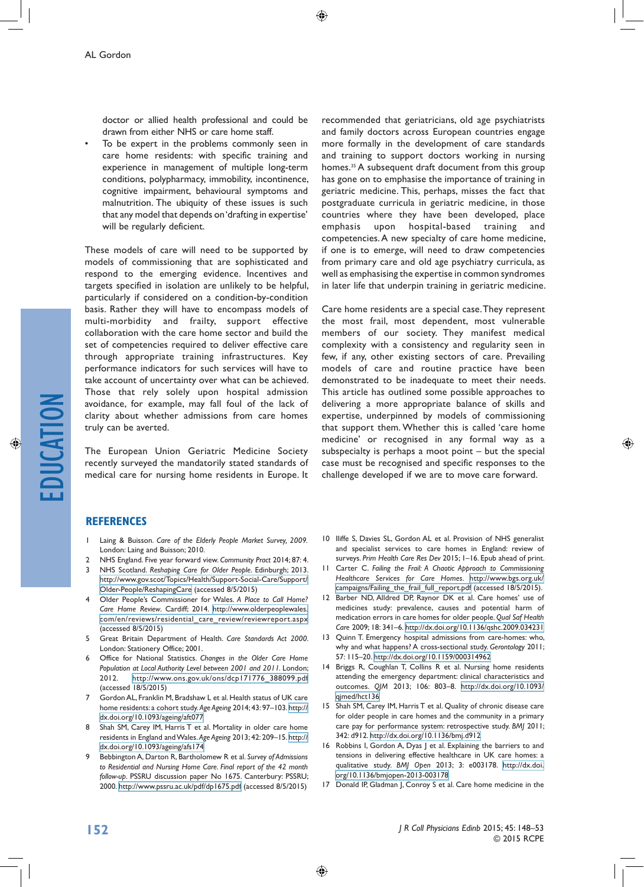doctor or allied health professional and could be drawn from either NHS or care home staff.

- To be expert in the problems commonly seen in care home residents: with specific training and experience in management of multiple long-term conditions, polypharmacy, immobility, incontinence, cognitive impairment, behavioural symptoms and malnutrition. The ubiquity of these issues is such that any model that depends on 'drafting in expertise' will be regularly deficient.

These models of care will need to be supported by models of commissioning that are sophisticated and respond to the emerging evidence. Incentives and targets specified in isolation are unlikely to be helpful, particularly if considered on a condition-by-condition basis. Rather they will have to encompass models of multi-morbidity and frailty, support effective collaboration with the care home sector and build the set of competencies required to deliver effective care through appropriate training infrastructures. Key performance indicators for such services will have to take account of uncertainty over what can be achieved. Those that rely solely upon hospital admission avoidance, for example, may fall foul of the lack of clarity about whether admissions from care homes truly can be averted.

The European Union Geriatric Medicine Society recently surveyed the mandatorily stated standards of medical care for nursing home residents in Europe. It recommended that geriatricians, old age psychiatrists and family doctors across European countries engage more formally in the development of care standards and training to support doctors working in nursing homes.[35] A subsequent draft document from this group has gone on to emphasise the importance of training in geriatric medicine. This, perhaps, misses the fact that postgraduate curricula in geriatric medicine, in those countries where they have been developed, place emphasis upon hospital-based training and competencies. A new specialty of care home medicine, if one is to emerge, will need to draw competencies from primary care and old age psychiatry curricula, as well as emphasising the expertise in common syndromes in later life that underpin training in geriatric medicine.

Care home residents are a special case. They represent the most frail, most dependent, most vulnerable members of our society. They manifest medical complexity with a consistency and regularity seen in few, if any, other existing sectors of care. Prevailing models of care and routine practice have been demonstrated to be inadequate to meet their needs. This article has outlined some possible approaches to delivering a more appropriate balance of skills and expertise, underpinned by models of commissioning that support them. Whether this is called 'care home medicine' or recognised in any formal way as a subspecialty is perhaps a moot point – but the special case must be recognised and specific responses to the challenge developed if we are to move care forward.

## REFERENCES

1. Laing & Buisson. *Care of the Elderly People Market Survey, 2009.* London: Laing and Buisson; 2010.
2. NHS England. Five year forward view. *Community Pract* 2014; 87: 4.
3. NHS Scotland. *Reshaping Care for Older People.* Edinburgh; 2013. http://www.gov.scot/Topics/Health/Support-Social-Care/Support/Older-People/ReshapingCare (accessed 8/5/2015)
4. Older People's Commissioner for Wales. *A Place to Call Home? Care Home Review.* Cardiff; 2014. http://www.olderpeoplewales.com/en/reviews/residential_care_review/reviewreport.aspx (accessed 8/5/2015)
5. Great Britain Department of Health. *Care Standards Act 2000.* London: Stationery Office; 2001.
6. Office for National Statistics. *Changes in the Older Care Home Population at Local Authority Level between 2001 and 2011.* London; 2012. http://www.ons.gov.uk/ons/dcp171776_388099.pdf (accessed 18/5/2015)
7. Gordon AL, Franklin M, Bradshaw L et al. Health status of UK care home residents: a cohort study. *Age Ageing* 2014; 43: 97–103. http://dx.doi.org/10.1093/ageing/aft077
8. Shah SM, Carey IM, Harris T et al. Mortality in older care home residents in England and Wales. *Age Ageing* 2013; 42: 209–15. http://dx.doi.org/10.1093/ageing/afs174
9. Bebbington A, Darton R, Bartholomew R et al. *Survey of Admissions to Residential and Nursing Home Care. Final report of the 42 month follow-up.* PSSRU discussion paper No 1675. Canterbury: PSSRU; 2000. http://www.pssru.ac.uk/pdf/dp1675.pdf (accessed 8/5/2015)
10. Iliffe S, Davies SL, Gordon AL et al. Provision of NHS generalist and specialist services to care homes in England: review of surveys. *Prim Health Care Res Dev* 2015; 1–16. Epub ahead of print.
11. Carter C. *Failing the Frail: A Chaotic Approach to Commissioning Healthcare Services for Care Homes.* http://www.bgs.org.uk/campaigns/Failing_the_frail_full_report.pdf (accessed 18/5/2015).
12. Barber ND, Alldred DP, Raynor DK et al. Care homes' use of medicines study: prevalence, causes and potential harm of medication errors in care homes for older people. *Qual Saf Health Care* 2009; 18: 341–6. http://dx.doi.org/10.1136/qshc.2009.034231
13. Quinn T. Emergency hospital admissions from care-homes: who, why and what happens? A cross-sectional study. *Gerontology* 2011; 57: 115–20. http://dx.doi.org/10.1159/000314962
14. Briggs R, Coughlan T, Collins R et al. Nursing home residents attending the emergency department: clinical characteristics and outcomes. *QJM* 2013; 106: 803–8. http://dx.doi.org/10.1093/qjmed/hct136
15. Shah SM, Carey IM, Harris T et al. Quality of chronic disease care for older people in care homes and the community in a primary care pay for performance system: retrospective study. *BMJ* 2011; 342: d912. http://dx.doi.org/10.1136/bmj.d912
16. Robbins I, Gordon A, Dyas J et al. Explaining the barriers to and tensions in delivering effective healthcare in UK care homes: a qualitative study. *BMJ Open* 2013; 3: e003178. http://dx.doi.org/10.1136/bmjopen-2013-003178
17. Donald IP, Gladman J, Conroy S et al. Care home medicine in the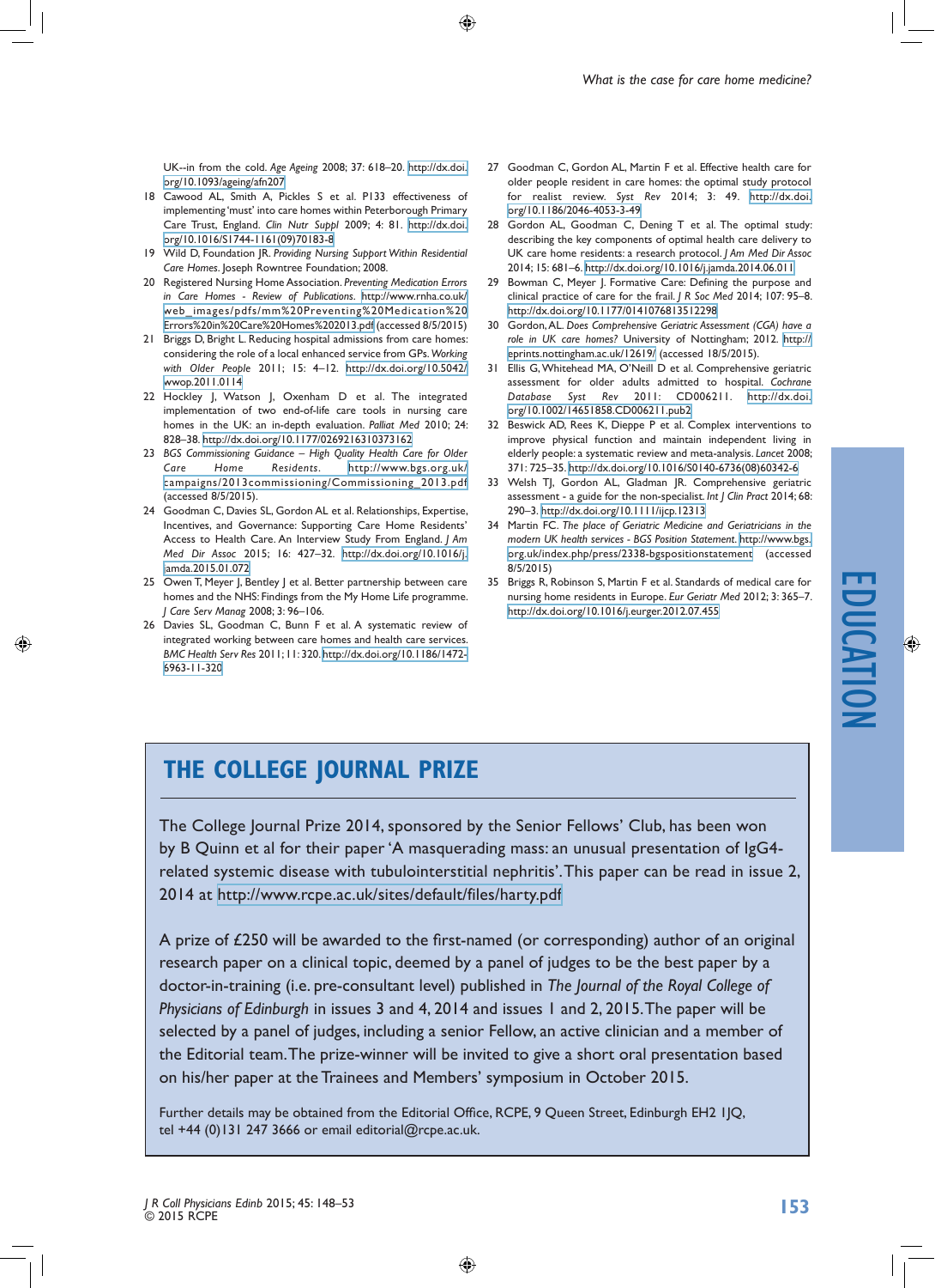UK—in from the cold. *Age Ageing* 2008; 37: 618–20. http://dx.doi.org/10.1093/ageing/afn207

18 Cawood AL, Smith A, Pickles S et al. P133 effectiveness of implementing 'must' into care homes within Peterborough Primary Care Trust, England. *Clin Nutr Suppl* 2009; 4: 81. http://dx.doi.org/10.1016/S1744-1161(09)70183-8

19 Wild D, Foundation JR. *Providing Nursing Support Within Residential Care Homes*. Joseph Rowntree Foundation; 2008.

20 Registered Nursing Home Association. *Preventing Medication Errors in Care Homes - Review of Publications*. http://www.rnha.co.uk/web_images/pdfs/mm%20Preventing%20Medication%20Errors%20in%20Care%20Homes%202013.pdf (accessed 8/5/2015)

21 Briggs D, Bright L. Reducing hospital admissions from care homes: considering the role of a local enhanced service from GPs. *Working with Older People* 2011; 15: 4–12. http://dx.doi.org/10.5042/wwop.2011.0114

22 Hockley J, Watson J, Oxenham D et al. The integrated implementation of two end-of-life care tools in nursing care homes in the UK: an in-depth evaluation. *Palliat Med* 2010; 24: 828–38. http://dx.doi.org/10.1177/0269216310373162

23 *BGS Commissioning Guidance – High Quality Health Care for Older Care Home Residents*. http://www.bgs.org.uk/campaigns/2013commissioning/Commissioning_2013.pdf (accessed 8/5/2015).

24 Goodman C, Davies SL, Gordon AL et al. Relationships, Expertise, Incentives, and Governance: Supporting Care Home Residents' Access to Health Care. An Interview Study From England. *J Am Med Dir Assoc* 2015; 16: 427–32. http://dx.doi.org/10.1016/j.jamda.2015.01.072

25 Owen T, Meyer J, Bentley J et al. Better partnership between care homes and the NHS: Findings from the My Home Life programme. *J Care Serv Manag* 2008; 3: 96–106.

26 Davies SL, Goodman C, Bunn F et al. A systematic review of integrated working between care homes and health care services. *BMC Health Serv Res* 2011; 11: 320. http://dx.doi.org/10.1186/1472-6963-11-320

27 Goodman C, Gordon AL, Martin F et al. Effective health care for older people resident in care homes: the optimal study protocol for realist review. *Syst Rev* 2014; 3: 49. http://dx.doi.org/10.1186/2046-4053-3-49

28 Gordon AL, Goodman C, Dening T et al. The optimal study: describing the key components of optimal health care delivery to UK care home residents: a research protocol. *J Am Med Dir Assoc* 2014; 15: 681–6. http://dx.doi.org/10.1016/j.jamda.2014.06.011

29 Bowman C, Meyer J. Formative Care: Defining the purpose and clinical practice of care for the frail. *J R Soc Med* 2014; 107: 95–8. http://dx.doi.org/10.1177/0141076813512298

30 Gordon, AL. *Does Comprehensive Geriatric Assessment (CGA) have a role in UK care homes?* University of Nottingham; 2012. http://eprints.nottingham.ac.uk/12619/ (accessed 18/5/2015).

31 Ellis G, Whitehead MA, O'Neill D et al. Comprehensive geriatric assessment for older adults admitted to hospital. *Cochrane Database Syst Rev* 2011: CD006211. http://dx.doi.org/10.1002/14651858.CD006211.pub2

32 Beswick AD, Rees K, Dieppe P et al. Complex interventions to improve physical function and maintain independent living in elderly people: a systematic review and meta-analysis. *Lancet* 2008; 371: 725–35. http://dx.doi.org/10.1016/S0140-6736(08)60342-6

33 Welsh TJ, Gordon AL, Gladman JR. Comprehensive geriatric assessment - a guide for the non-specialist. *Int J Clin Pract* 2014; 68: 290–3. http://dx.doi.org/10.1111/ijcp.12313

34 Martin FC. *The place of Geriatric Medicine and Geriatricians in the modern UK health services - BGS Position Statement*. http://www.bgs.org.uk/index.php/press/2338-bgspositionstatement (accessed 8/5/2015)

35 Briggs R, Robinson S, Martin F et al. Standards of medical care for nursing home residents in Europe. *Eur Geriatr Med* 2012; 3: 365–7. http://dx.doi.org/10.1016/j.eurger.2012.07.455

## THE COLLEGE JOURNAL PRIZE

The College Journal Prize 2014, sponsored by the Senior Fellows' Club, has been won by B Quinn et al for their paper 'A masquerading mass: an unusual presentation of IgG4-related systemic disease with tubulointerstitial nephritis'. This paper can be read in issue 2, 2014 at http://www.rcpe.ac.uk/sites/default/files/harty.pdf

A prize of £250 will be awarded to the first-named (or corresponding) author of an original research paper on a clinical topic, deemed by a panel of judges to be the best paper by a doctor-in-training (i.e. pre-consultant level) published in *The Journal of the Royal College of Physicians of Edinburgh* in issues 3 and 4, 2014 and issues 1 and 2, 2015. The paper will be selected by a panel of judges, including a senior Fellow, an active clinician and a member of the Editorial team. The prize-winner will be invited to give a short oral presentation based on his/her paper at the Trainees and Members' symposium in October 2015.

Further details may be obtained from the Editorial Office, RCPE, 9 Queen Street, Edinburgh EH2 1JQ, tel +44 (0)131 247 3666 or email editorial@rcpe.ac.uk.